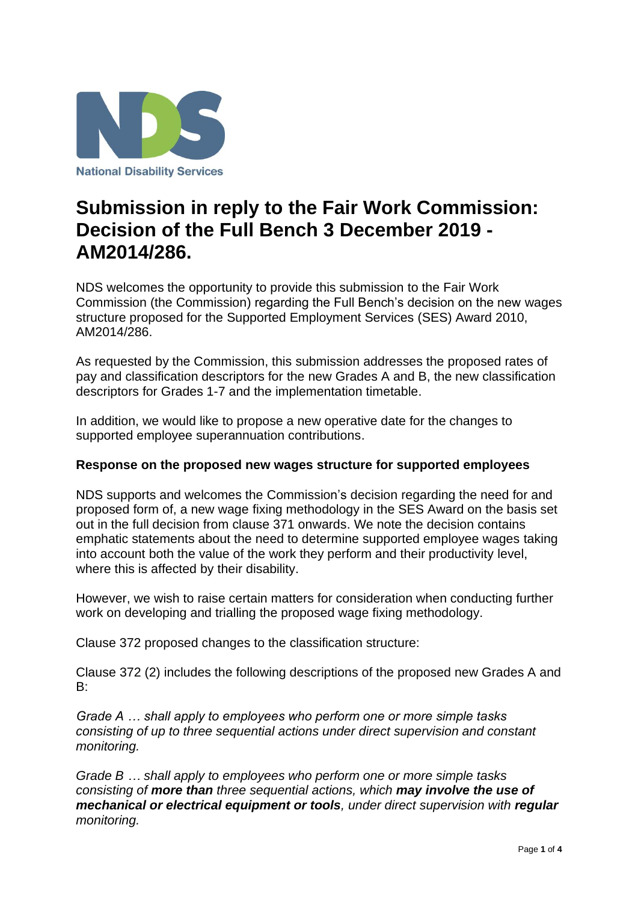National Disability Services

# Submission in reply to the Fair Work Commission: Decision of the Full Bench 3 December 2019 - AM2014/286.

NDS welcomes the opportunity to provide this submission to the Fair Work Commission (the Commission) regarding the Full Bench's decision on the new wages structure proposed for the Supported Employment Services (SES) Award 2010, AM2014/286.

As requested by the Commission, this submission addresses the proposed rates of pay and classification descriptors for the new Grades A and B, the new classification descriptors for Grades 1-7 and the implementation timetable.

In addition, we would like to propose a new operative date for the changes to supported employee superannuation contributions.

**Response on the proposed new wages structure for supported employees**

NDS supports and welcomes the Commission's decision regarding the need for and proposed form of, a new wage fixing methodology in the SES Award on the basis set out in the full decision from clause 371 onwards. We note the decision contains emphatic statements about the need to determine supported employee wages taking into account both the value of the work they perform and their productivity level, where this is affected by their disability.

However, we wish to raise certain matters for consideration when conducting further work on developing and trialling the proposed wage fixing methodology.

Clause 372 proposed changes to the classification structure:

Clause 372 (2) includes the following descriptions of the proposed new Grades A and B:

*Grade A … shall apply to employees who perform one or more simple tasks consisting of up to three sequential actions under direct supervision and constant monitoring.*

*Grade B … shall apply to employees who perform one or more simple tasks consisting of **more than** three sequential actions, which **may involve the use of mechanical or electrical equipment or tools**, under direct supervision with **regular** monitoring.*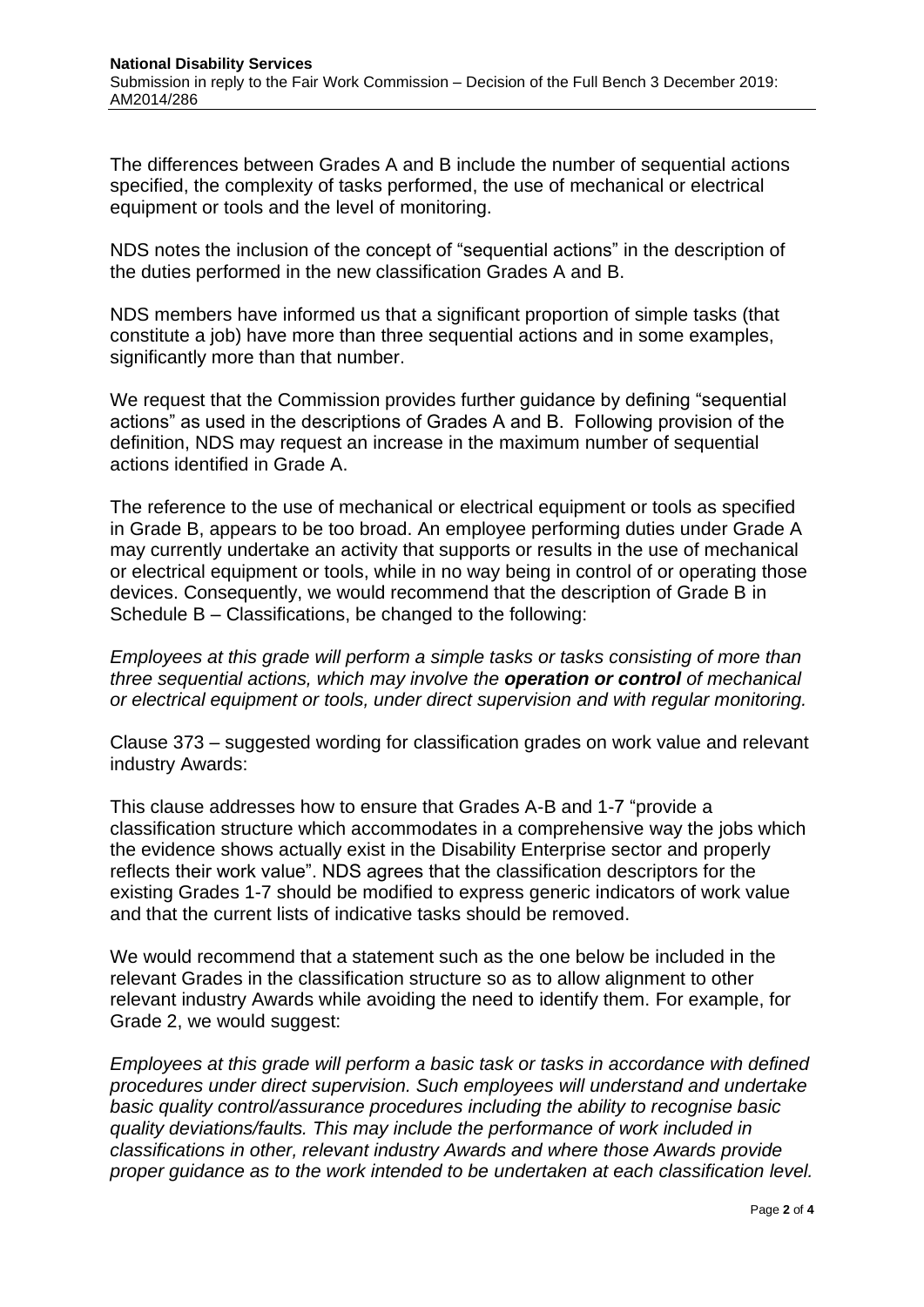The differences between Grades A and B include the number of sequential actions specified, the complexity of tasks performed, the use of mechanical or electrical equipment or tools and the level of monitoring.

NDS notes the inclusion of the concept of "sequential actions" in the description of the duties performed in the new classification Grades A and B.

NDS members have informed us that a significant proportion of simple tasks (that constitute a job) have more than three sequential actions and in some examples, significantly more than that number.

We request that the Commission provides further guidance by defining "sequential actions" as used in the descriptions of Grades A and B. Following provision of the definition, NDS may request an increase in the maximum number of sequential actions identified in Grade A.

The reference to the use of mechanical or electrical equipment or tools as specified in Grade B, appears to be too broad. An employee performing duties under Grade A may currently undertake an activity that supports or results in the use of mechanical or electrical equipment or tools, while in no way being in control of or operating those devices. Consequently, we would recommend that the description of Grade B in Schedule B – Classifications, be changed to the following:

*Employees at this grade will perform a simple tasks or tasks consisting of more than three sequential actions, which may involve the **operation or control** of mechanical or electrical equipment or tools, under direct supervision and with regular monitoring.*

Clause 373 – suggested wording for classification grades on work value and relevant industry Awards:

This clause addresses how to ensure that Grades A-B and 1-7 "provide a classification structure which accommodates in a comprehensive way the jobs which the evidence shows actually exist in the Disability Enterprise sector and properly reflects their work value". NDS agrees that the classification descriptors for the existing Grades 1-7 should be modified to express generic indicators of work value and that the current lists of indicative tasks should be removed.

We would recommend that a statement such as the one below be included in the relevant Grades in the classification structure so as to allow alignment to other relevant industry Awards while avoiding the need to identify them. For example, for Grade 2, we would suggest:

*Employees at this grade will perform a basic task or tasks in accordance with defined procedures under direct supervision. Such employees will understand and undertake basic quality control/assurance procedures including the ability to recognise basic quality deviations/faults. This may include the performance of work included in classifications in other, relevant industry Awards and where those Awards provide proper guidance as to the work intended to be undertaken at each classification level.*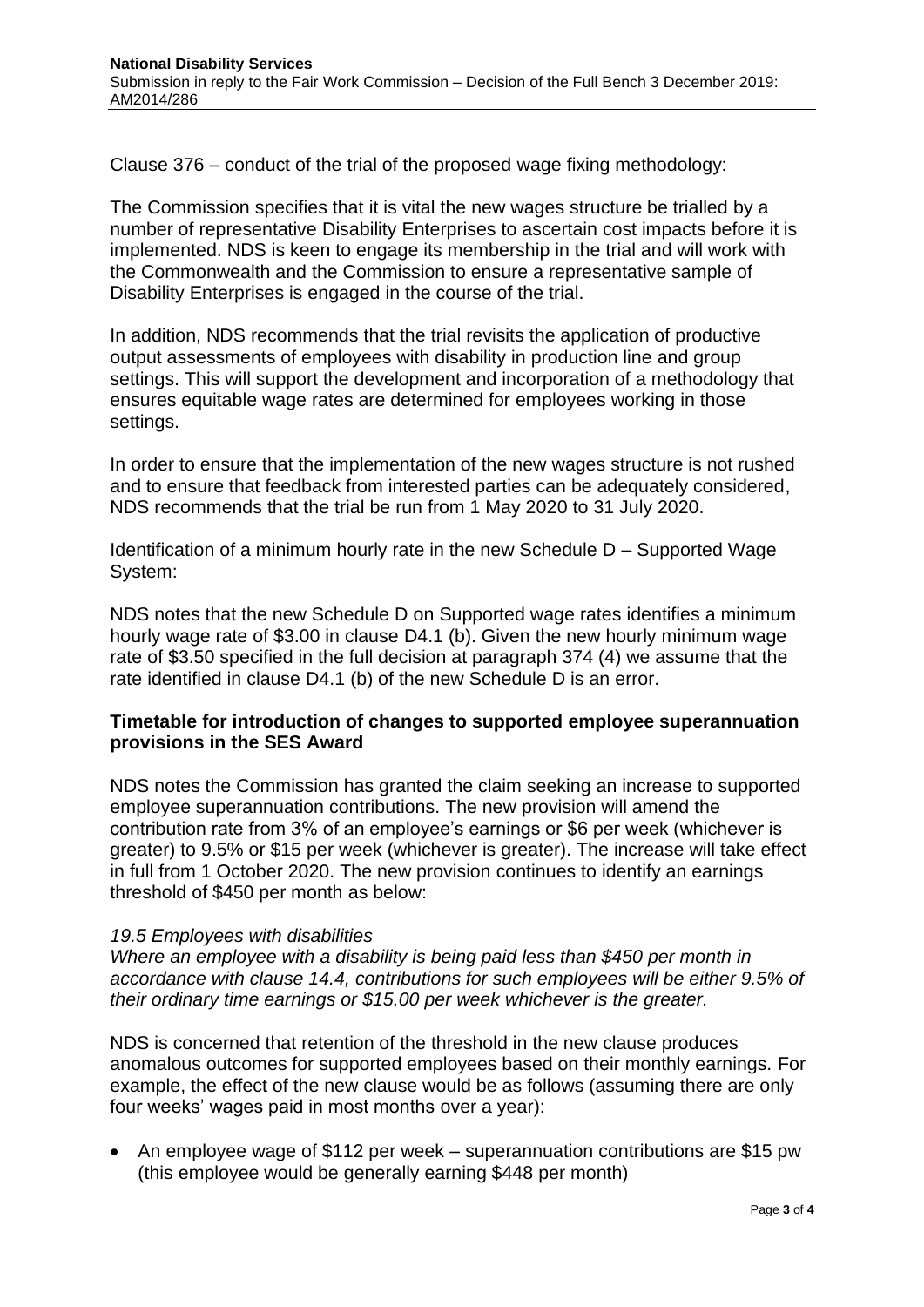Clause 376 – conduct of the trial of the proposed wage fixing methodology:

The Commission specifies that it is vital the new wages structure be trialled by a number of representative Disability Enterprises to ascertain cost impacts before it is implemented. NDS is keen to engage its membership in the trial and will work with the Commonwealth and the Commission to ensure a representative sample of Disability Enterprises is engaged in the course of the trial.

In addition, NDS recommends that the trial revisits the application of productive output assessments of employees with disability in production line and group settings. This will support the development and incorporation of a methodology that ensures equitable wage rates are determined for employees working in those settings.

In order to ensure that the implementation of the new wages structure is not rushed and to ensure that feedback from interested parties can be adequately considered, NDS recommends that the trial be run from 1 May 2020 to 31 July 2020.

Identification of a minimum hourly rate in the new Schedule D – Supported Wage System:

NDS notes that the new Schedule D on Supported wage rates identifies a minimum hourly wage rate of $3.00 in clause D4.1 (b). Given the new hourly minimum wage rate of $3.50 specified in the full decision at paragraph 374 (4) we assume that the rate identified in clause D4.1 (b) of the new Schedule D is an error.

**Timetable for introduction of changes to supported employee superannuation provisions in the SES Award**

NDS notes the Commission has granted the claim seeking an increase to supported employee superannuation contributions. The new provision will amend the contribution rate from 3% of an employee's earnings or $6 per week (whichever is greater) to 9.5% or $15 per week (whichever is greater). The increase will take effect in full from 1 October 2020. The new provision continues to identify an earnings threshold of $450 per month as below:

*19.5 Employees with disabilities*
*Where an employee with a disability is being paid less than $450 per month in accordance with clause 14.4, contributions for such employees will be either 9.5% of their ordinary time earnings or $15.00 per week whichever is the greater.*

NDS is concerned that retention of the threshold in the new clause produces anomalous outcomes for supported employees based on their monthly earnings. For example, the effect of the new clause would be as follows (assuming there are only four weeks' wages paid in most months over a year):

- An employee wage of $112 per week – superannuation contributions are $15 pw (this employee would be generally earning $448 per month)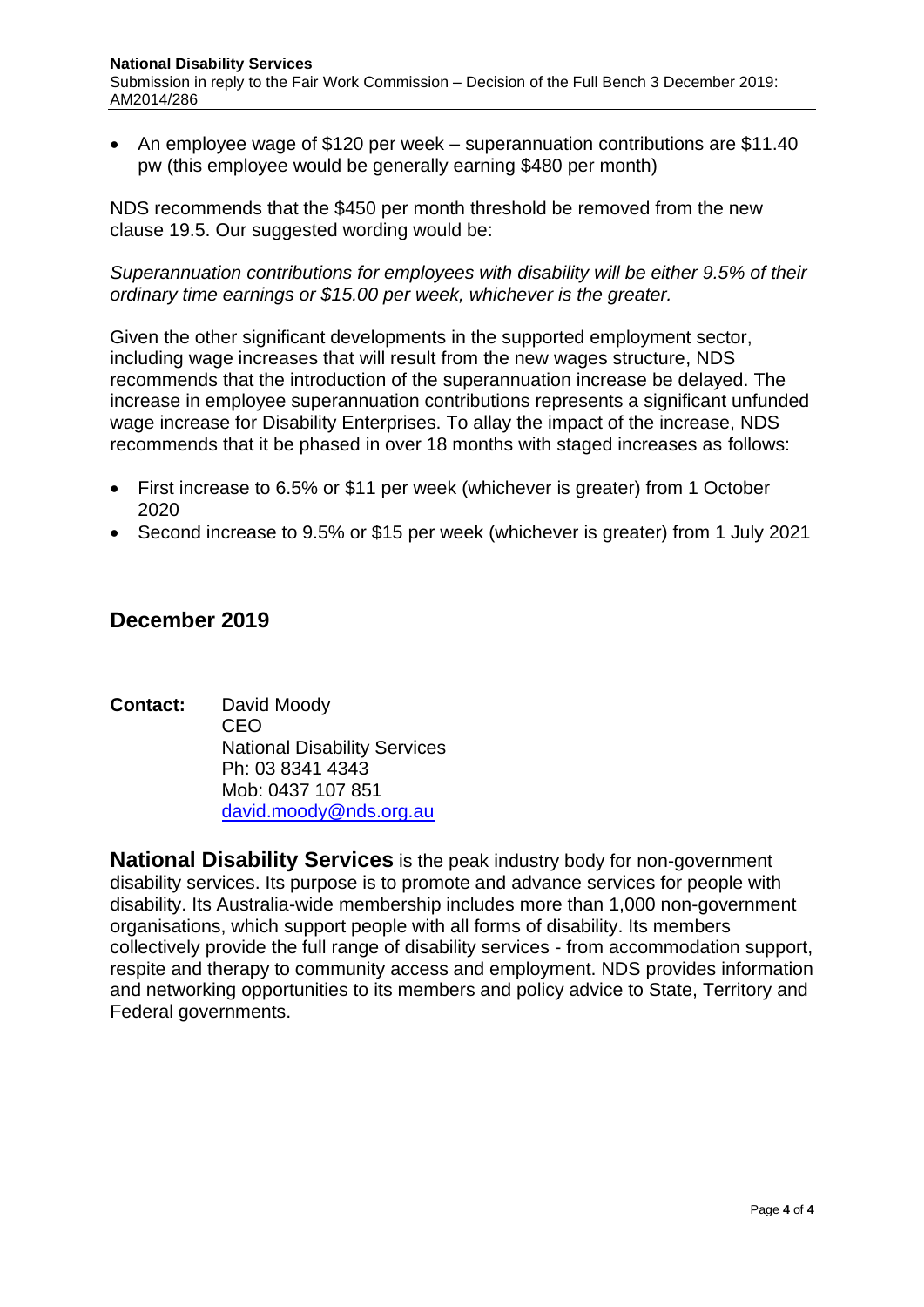- An employee wage of $120 per week – superannuation contributions are $11.40 pw (this employee would be generally earning $480 per month)

NDS recommends that the $450 per month threshold be removed from the new clause 19.5. Our suggested wording would be:

*Superannuation contributions for employees with disability will be either 9.5% of their ordinary time earnings or $15.00 per week, whichever is the greater.*

Given the other significant developments in the supported employment sector, including wage increases that will result from the new wages structure, NDS recommends that the introduction of the superannuation increase be delayed. The increase in employee superannuation contributions represents a significant unfunded wage increase for Disability Enterprises. To allay the impact of the increase, NDS recommends that it be phased in over 18 months with staged increases as follows:

- First increase to 6.5% or $11 per week (whichever is greater) from 1 October 2020
- Second increase to 9.5% or $15 per week (whichever is greater) from 1 July 2021

## December 2019

**Contact:** David Moody
CEO
National Disability Services
Ph: 03 8341 4343
Mob: 0437 107 851
david.moody@nds.org.au

**National Disability Services** is the peak industry body for non-government disability services. Its purpose is to promote and advance services for people with disability. Its Australia-wide membership includes more than 1,000 non-government organisations, which support people with all forms of disability. Its members collectively provide the full range of disability services - from accommodation support, respite and therapy to community access and employment. NDS provides information and networking opportunities to its members and policy advice to State, Territory and Federal governments.